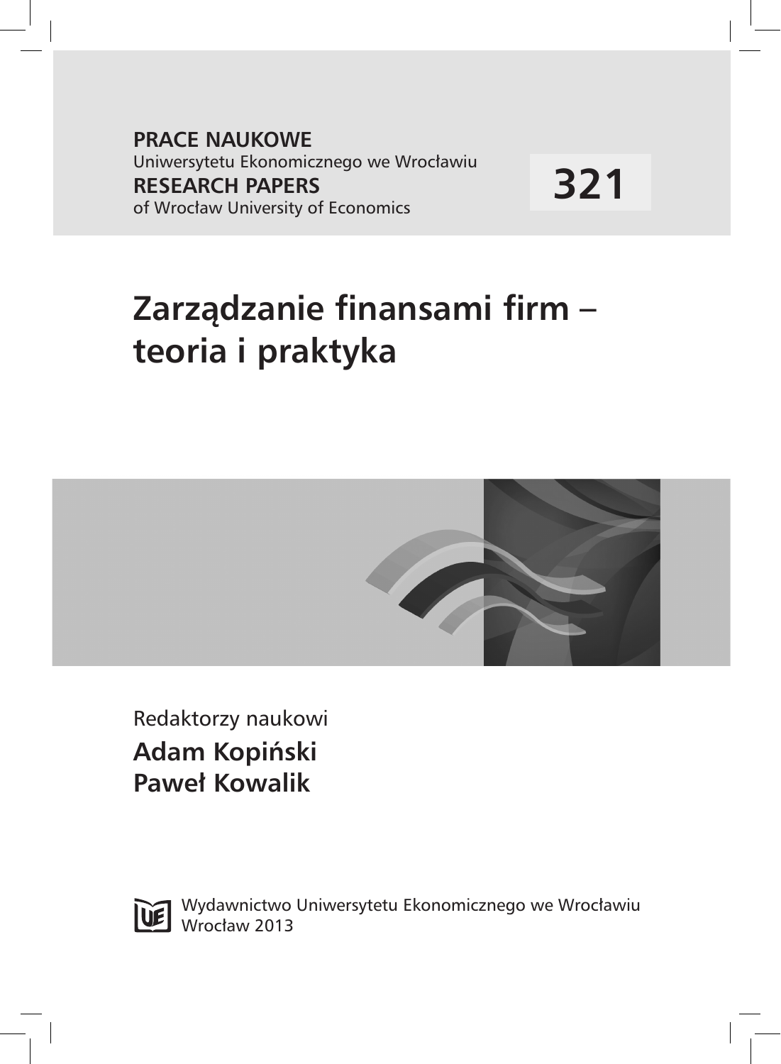**PRACE NAUKOWE**
Uniwersytetu Ekonomicznego we Wrocławiu
**RESEARCH PAPERS**
of Wrocław University of Economics

**321**

# Zarządzanie finansami firm – teoria i praktyka

Redaktorzy naukowi

**Adam Kopiński**
**Paweł Kowalik**

Wydawnictwo Uniwersytetu Ekonomicznego we Wrocławiu
Wrocław 2013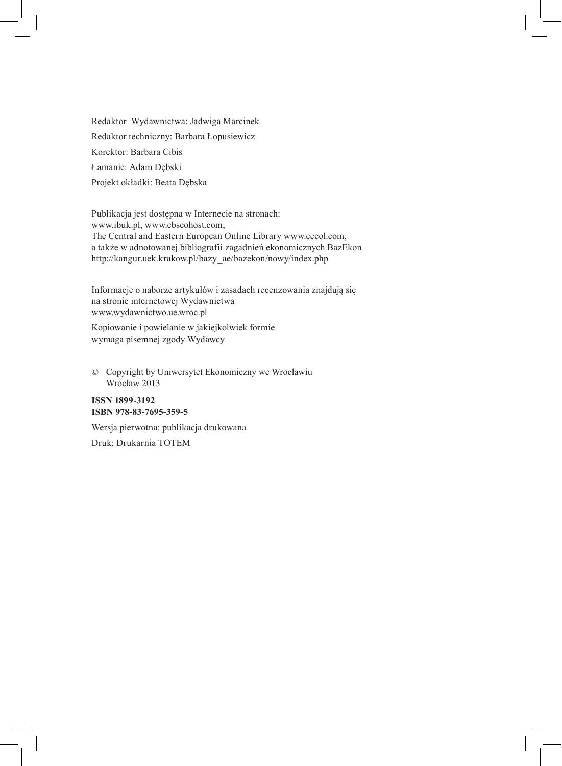Redaktor Wydawnictwa: Jadwiga Marcinek

Redaktor techniczny: Barbara Łopusiewicz

Korektor: Barbara Cibis

Łamanie: Adam Dębski

Projekt okładki: Beata Dębska

Publikacja jest dostępna w Internecie na stronach:
www.ibuk.pl, www.ebscohost.com,
The Central and Eastern European Online Library www.ceeol.com,
a także w adnotowanej bibliografii zagadnień ekonomicznych BazEkon
http://kangur.uek.krakow.pl/bazy_ae/bazekon/nowy/index.php

Informacje o naborze artykułów i zasadach recenzowania znajdują się
na stronie internetowej Wydawnictwa
www.wydawnictwo.ue.wroc.pl

Kopiowanie i powielanie w jakiejkolwiek formie
wymaga pisemnej zgody Wydawcy

© Copyright by Uniwersytet Ekonomiczny we Wrocławiu
Wrocław 2013

**ISSN 1899-3192**
**ISBN 978-83-7695-359-5**

Wersja pierwotna: publikacja drukowana

Druk: Drukarnia TOTEM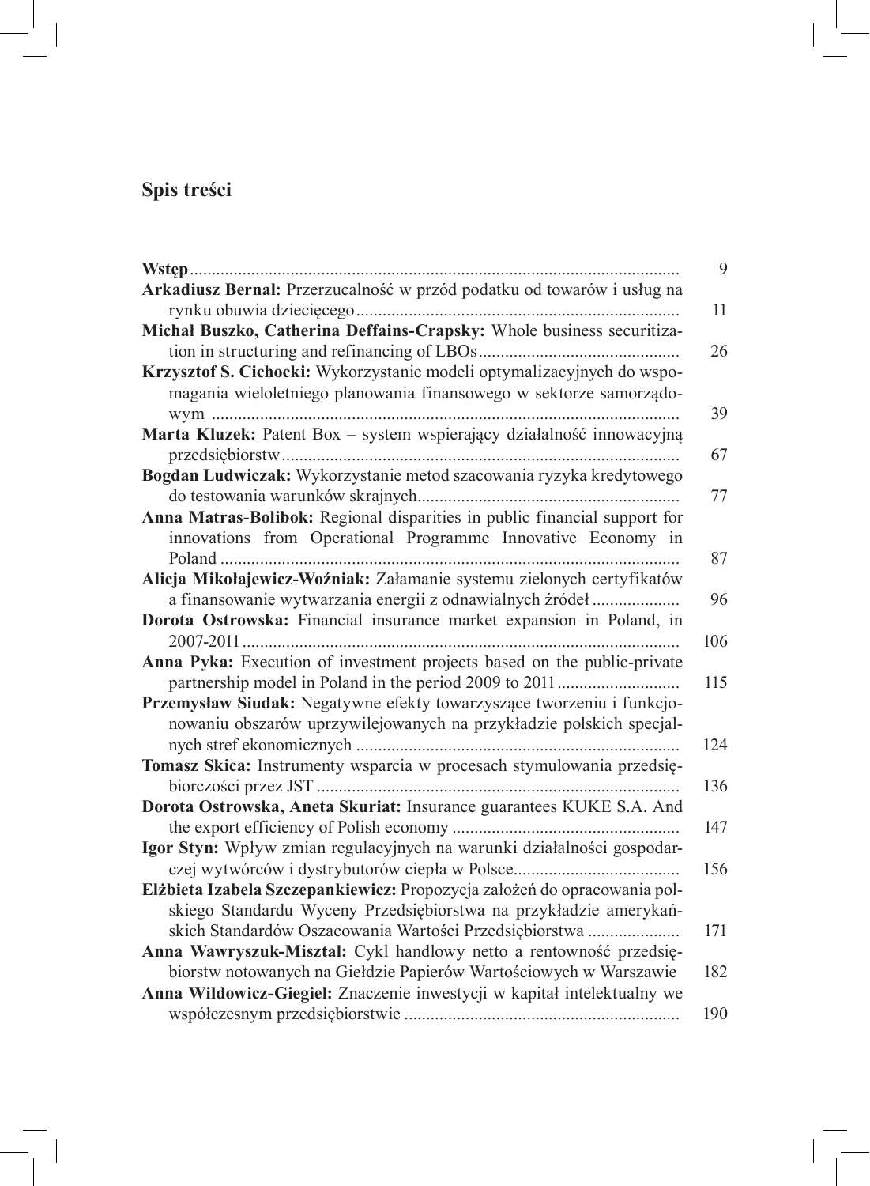# Spis treści

**Wstęp** ... 9

**Arkadiusz Bernal:** Przerzucalność w przód podatku od towarów i usług na rynku obuwia dziecięcego ... 11

**Michał Buszko, Catherina Deffains-Crapsky:** Whole business securitization in structuring and refinancing of LBOs ... 26

**Krzysztof S. Cichocki:** Wykorzystanie modeli optymalizacyjnych do wspomagania wieloletniego planowania finansowego w sektorze samorządowym ... 39

**Marta Kluzek:** Patent Box – system wspierający działalność innowacyjną przedsiębiorstw ... 67

**Bogdan Ludwiczak:** Wykorzystanie metod szacowania ryzyka kredytowego do testowania warunków skrajnych ... 77

**Anna Matras-Bolibok:** Regional disparities in public financial support for innovations from Operational Programme Innovative Economy in Poland ... 87

**Alicja Mikołajewicz-Woźniak:** Załamanie systemu zielonych certyfikatów a finansowanie wytwarzania energii z odnawialnych źródeł ... 96

**Dorota Ostrowska:** Financial insurance market expansion in Poland, in 2007-2011 ... 106

**Anna Pyka:** Execution of investment projects based on the public-private partnership model in Poland in the period 2009 to 2011 ... 115

**Przemysław Siudak:** Negatywne efekty towarzyszące tworzeniu i funkcjonowaniu obszarów uprzywilejowanych na przykładzie polskich specjalnych stref ekonomicznych ... 124

**Tomasz Skica:** Instrumenty wsparcia w procesach stymulowania przedsiębiorczości przez JST ... 136

**Dorota Ostrowska, Aneta Skuriat:** Insurance guarantees KUKE S.A. And the export efficiency of Polish economy ... 147

**Igor Styn:** Wpływ zmian regulacyjnych na warunki działalności gospodarczej wytwórców i dystrybutorów ciepła w Polsce ... 156

**Elżbieta Izabela Szczepankiewicz:** Propozycja założeń do opracowania polskiego Standardu Wyceny Przedsiębiorstwa na przykładzie amerykańskich Standardów Oszacowania Wartości Przedsiębiorstwa ... 171

**Anna Wawryszuk-Misztal:** Cykl handlowy netto a rentowność przedsiębiorstw notowanych na Giełdzie Papierów Wartościowych w Warszawie ... 182

**Anna Wildowicz-Giegiel:** Znaczenie inwestycji w kapitał intelektualny we współczesnym przedsiębiorstwie ... 190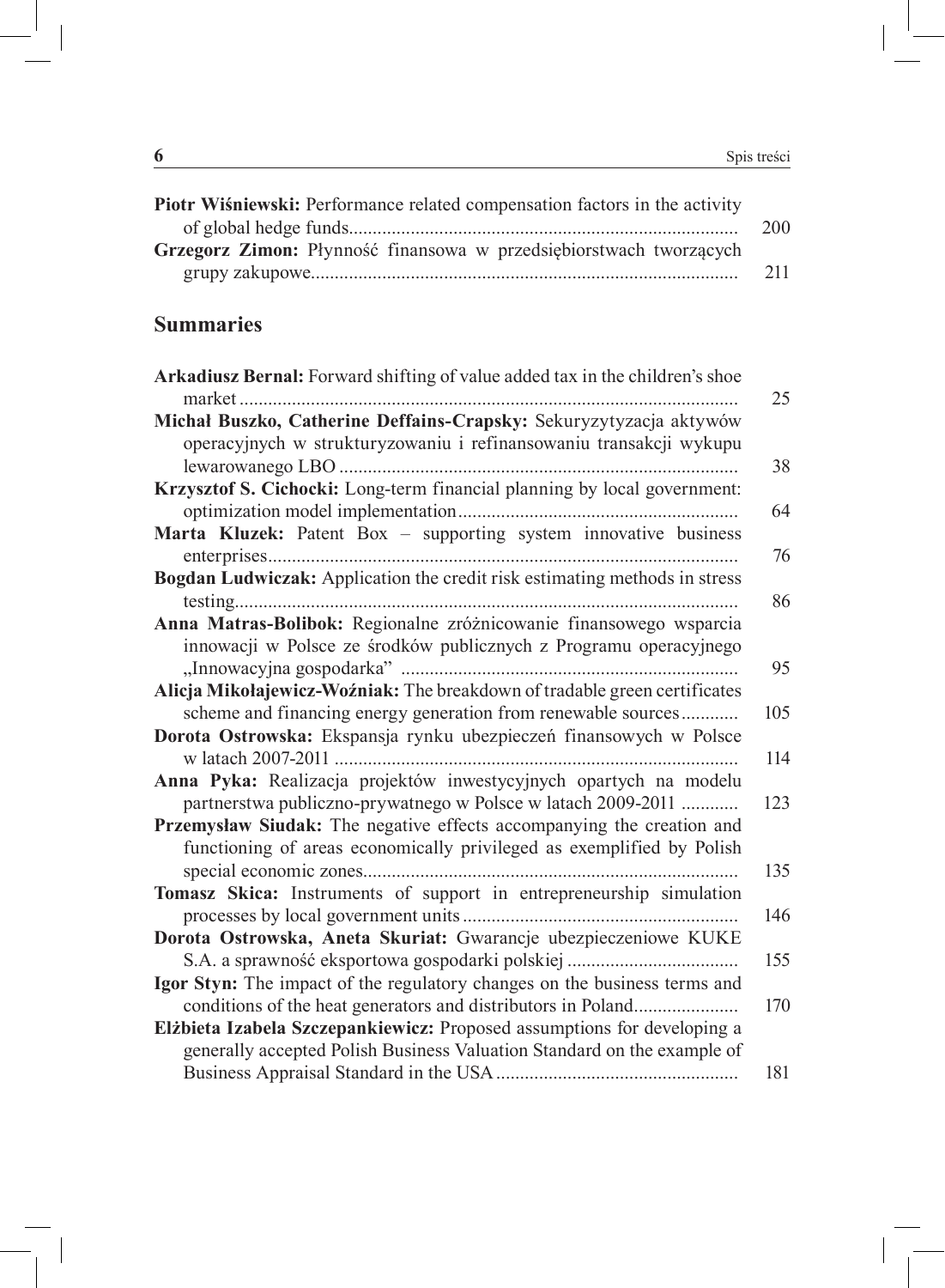**Piotr Wiśniewski:** Performance related compensation factors in the activity of global hedge funds ........................................................................ 200

**Grzegorz Zimon:** Płynność finansowa w przedsiębiorstwach tworzących grupy zakupowe........................................................................................ 211

## Summaries

**Arkadiusz Bernal:** Forward shifting of value added tax in the children's shoe market ........................................................................................................ 25

**Michał Buszko, Catherine Deffains-Crapsky:** Sekuryzytyzacja aktywów operacyjnych w strukturyzowaniu i refinansowaniu transakcji wykupu lewarowanego LBO ................................................................................... 38

**Krzysztof S. Cichocki:** Long-term financial planning by local government: optimization model implementation........................................................... 64

**Marta Kluzek:** Patent Box – supporting system innovative business enterprises.................................................................................................. 76

**Bogdan Ludwiczak:** Application the credit risk estimating methods in stress testing......................................................................................................... 86

**Anna Matras-Bolibok:** Regionalne zróżnicowanie finansowego wsparcia innowacji w Polsce ze środków publicznych z Programu operacyjnego „Innowacyjna gospodarka" ....................................................................... 95

**Alicja Mikołajewicz-Woźniak:** The breakdown of tradable green certificates scheme and financing energy generation from renewable sources............ 105

**Dorota Ostrowska:** Ekspansja rynku ubezpieczeń finansowych w Polsce w latach 2007-2011 .................................................................................... 114

**Anna Pyka:** Realizacja projektów inwestycyjnych opartych na modelu partnerstwa publiczno-prywatnego w Polsce w latach 2009-2011 ............ 123

**Przemysław Siudak:** The negative effects accompanying the creation and functioning of areas economically privileged as exemplified by Polish special economic zones.............................................................................. 135

**Tomasz Skica:** Instruments of support in entrepreneurship simulation processes by local government units ......................................................... 146

**Dorota Ostrowska, Aneta Skuriat:** Gwarancje ubezpieczeniowe KUKE S.A. a sprawność eksportowa gospodarki polskiej .................................... 155

**Igor Styn:** The impact of the regulatory changes on the business terms and conditions of the heat generators and distributors in Poland...................... 170

**Elżbieta Izabela Szczepankiewicz:** Proposed assumptions for developing a generally accepted Polish Business Valuation Standard on the example of Business Appraisal Standard in the USA .................................................. 181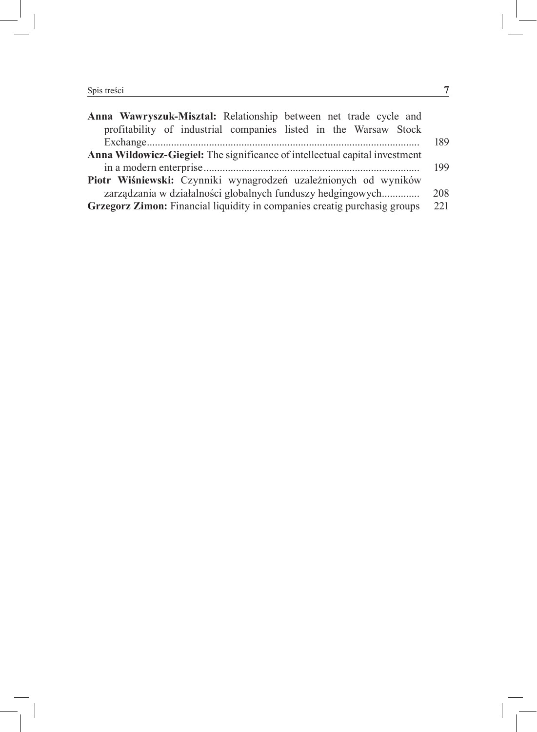**Anna Wawryszuk-Misztal:** Relationship between net trade cycle and profitability of industrial companies listed in the Warsaw Stock Exchange.................................................................................................... 189

**Anna Wildowicz-Giegiel:** The significance of intellectual capital investment in a modern enterprise.............................................................................. 199

**Piotr Wiśniewski:** Czynniki wynagrodzeń uzależnionych od wyników zarządzania w działalności globalnych funduszy hedgingowych.............. 208

**Grzegorz Zimon:** Financial liquidity in companies creatig purchasig groups 221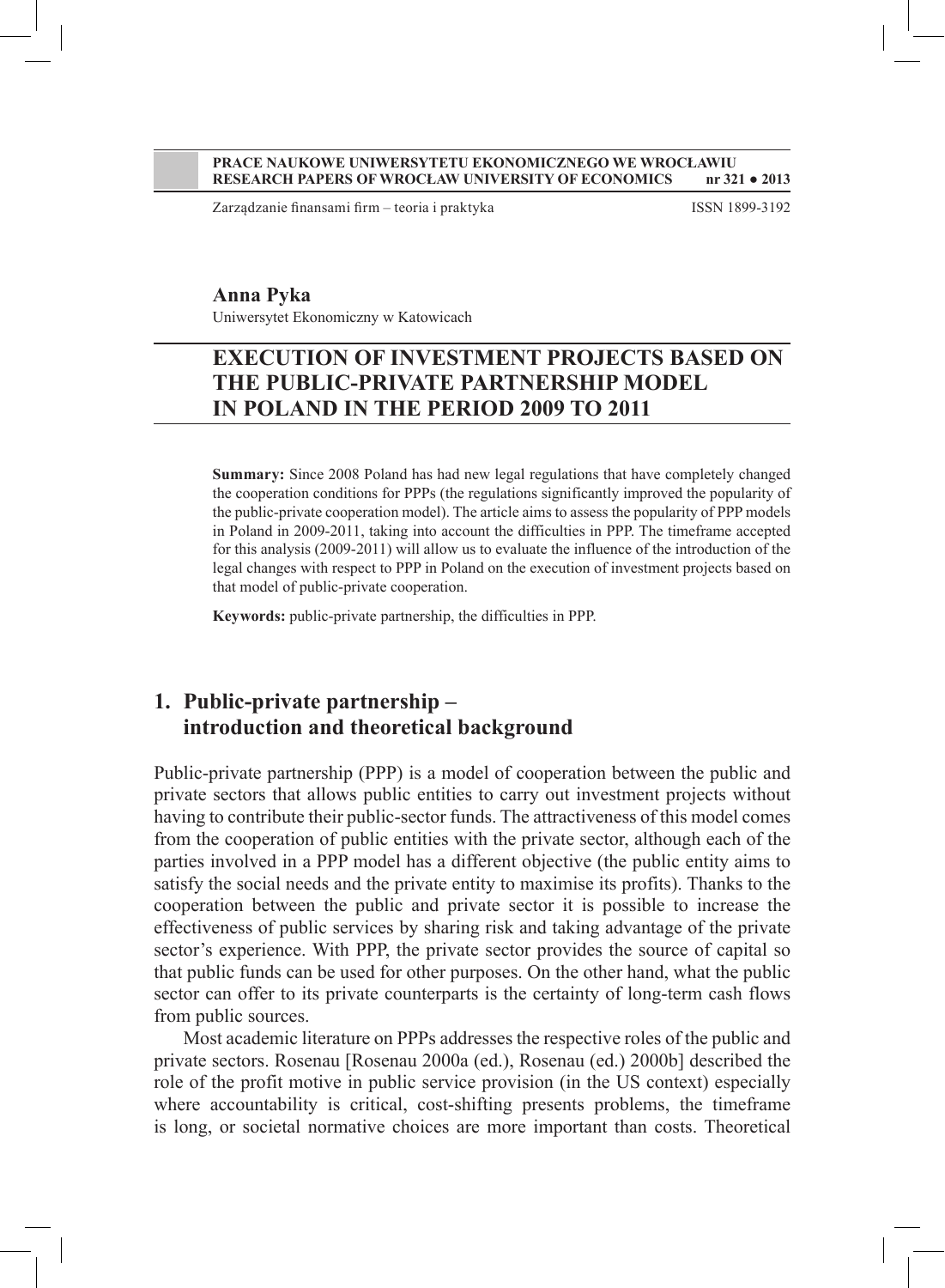**PRACE NAUKOWE UNIWERSYTETU EKONOMICZNEGO WE WROCŁAWIU**
**RESEARCH PAPERS OF WROCŁAW UNIVERSITY OF ECONOMICS nr 321 ● 2013**

Zarządzanie finansami firm – teoria i praktyka ISSN 1899-3192

**Anna Pyka**

Uniwersytet Ekonomiczny w Katowicach

# EXECUTION OF INVESTMENT PROJECTS BASED ON THE PUBLIC-PRIVATE PARTNERSHIP MODEL IN POLAND IN THE PERIOD 2009 TO 2011

**Summary:** Since 2008 Poland has had new legal regulations that have completely changed the cooperation conditions for PPPs (the regulations significantly improved the popularity of the public-private cooperation model). The article aims to assess the popularity of PPP models in Poland in 2009-2011, taking into account the difficulties in PPP. The timeframe accepted for this analysis (2009-2011) will allow us to evaluate the influence of the introduction of the legal changes with respect to PPP in Poland on the execution of investment projects based on that model of public-private cooperation.

**Keywords:** public-private partnership, the difficulties in PPP.

## 1. Public-private partnership – introduction and theoretical background

Public-private partnership (PPP) is a model of cooperation between the public and private sectors that allows public entities to carry out investment projects without having to contribute their public-sector funds. The attractiveness of this model comes from the cooperation of public entities with the private sector, although each of the parties involved in a PPP model has a different objective (the public entity aims to satisfy the social needs and the private entity to maximise its profits). Thanks to the cooperation between the public and private sector it is possible to increase the effectiveness of public services by sharing risk and taking advantage of the private sector's experience. With PPP, the private sector provides the source of capital so that public funds can be used for other purposes. On the other hand, what the public sector can offer to its private counterparts is the certainty of long-term cash flows from public sources.

Most academic literature on PPPs addresses the respective roles of the public and private sectors. Rosenau [Rosenau 2000a (ed.), Rosenau (ed.) 2000b] described the role of the profit motive in public service provision (in the US context) especially where accountability is critical, cost-shifting presents problems, the timeframe is long, or societal normative choices are more important than costs. Theoretical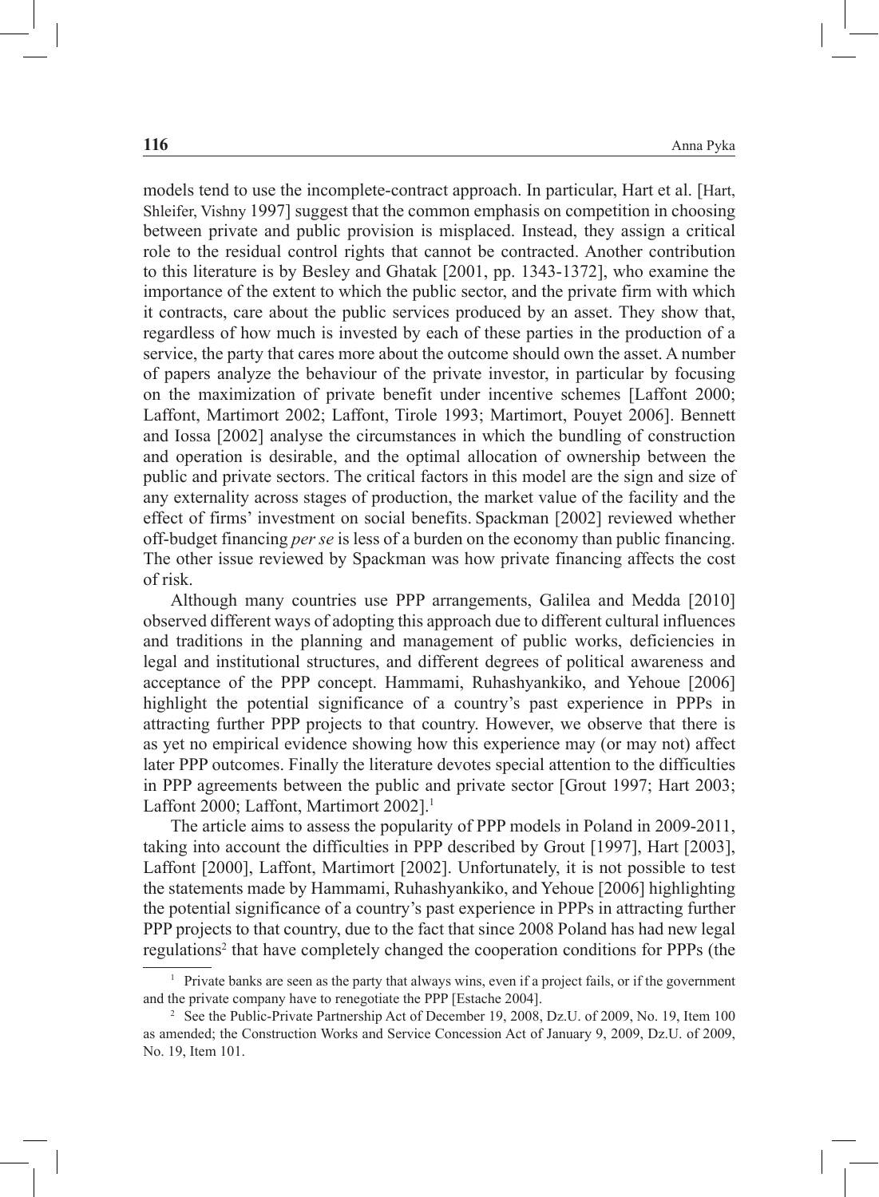models tend to use the incomplete-contract approach. In particular, Hart et al. [Hart, Shleifer, Vishny 1997] suggest that the common emphasis on competition in choosing between private and public provision is misplaced. Instead, they assign a critical role to the residual control rights that cannot be contracted. Another contribution to this literature is by Besley and Ghatak [2001, pp. 1343-1372], who examine the importance of the extent to which the public sector, and the private firm with which it contracts, care about the public services produced by an asset. They show that, regardless of how much is invested by each of these parties in the production of a service, the party that cares more about the outcome should own the asset. A number of papers analyze the behaviour of the private investor, in particular by focusing on the maximization of private benefit under incentive schemes [Laffont 2000; Laffont, Martimort 2002; Laffont, Tirole 1993; Martimort, Pouyet 2006]. Bennett and Iossa [2002] analyse the circumstances in which the bundling of construction and operation is desirable, and the optimal allocation of ownership between the public and private sectors. The critical factors in this model are the sign and size of any externality across stages of production, the market value of the facility and the effect of firms' investment on social benefits. Spackman [2002] reviewed whether off-budget financing *per se* is less of a burden on the economy than public financing. The other issue reviewed by Spackman was how private financing affects the cost of risk.

Although many countries use PPP arrangements, Galilea and Medda [2010] observed different ways of adopting this approach due to different cultural influences and traditions in the planning and management of public works, deficiencies in legal and institutional structures, and different degrees of political awareness and acceptance of the PPP concept. Hammami, Ruhashyankiko, and Yehoue [2006] highlight the potential significance of a country's past experience in PPPs in attracting further PPP projects to that country. However, we observe that there is as yet no empirical evidence showing how this experience may (or may not) affect later PPP outcomes. Finally the literature devotes special attention to the difficulties in PPP agreements between the public and private sector [Grout 1997; Hart 2003; Laffont 2000; Laffont, Martimort 2002].[1]

The article aims to assess the popularity of PPP models in Poland in 2009-2011, taking into account the difficulties in PPP described by Grout [1997], Hart [2003], Laffont [2000], Laffont, Martimort [2002]. Unfortunately, it is not possible to test the statements made by Hammami, Ruhashyankiko, and Yehoue [2006] highlighting the potential significance of a country's past experience in PPPs in attracting further PPP projects to that country, due to the fact that since 2008 Poland has had new legal regulations[2] that have completely changed the cooperation conditions for PPPs (the

[1] Private banks are seen as the party that always wins, even if a project fails, or if the government and the private company have to renegotiate the PPP [Estache 2004].

[2] See the Public-Private Partnership Act of December 19, 2008, Dz.U. of 2009, No. 19, Item 100 as amended; the Construction Works and Service Concession Act of January 9, 2009, Dz.U. of 2009, No. 19, Item 101.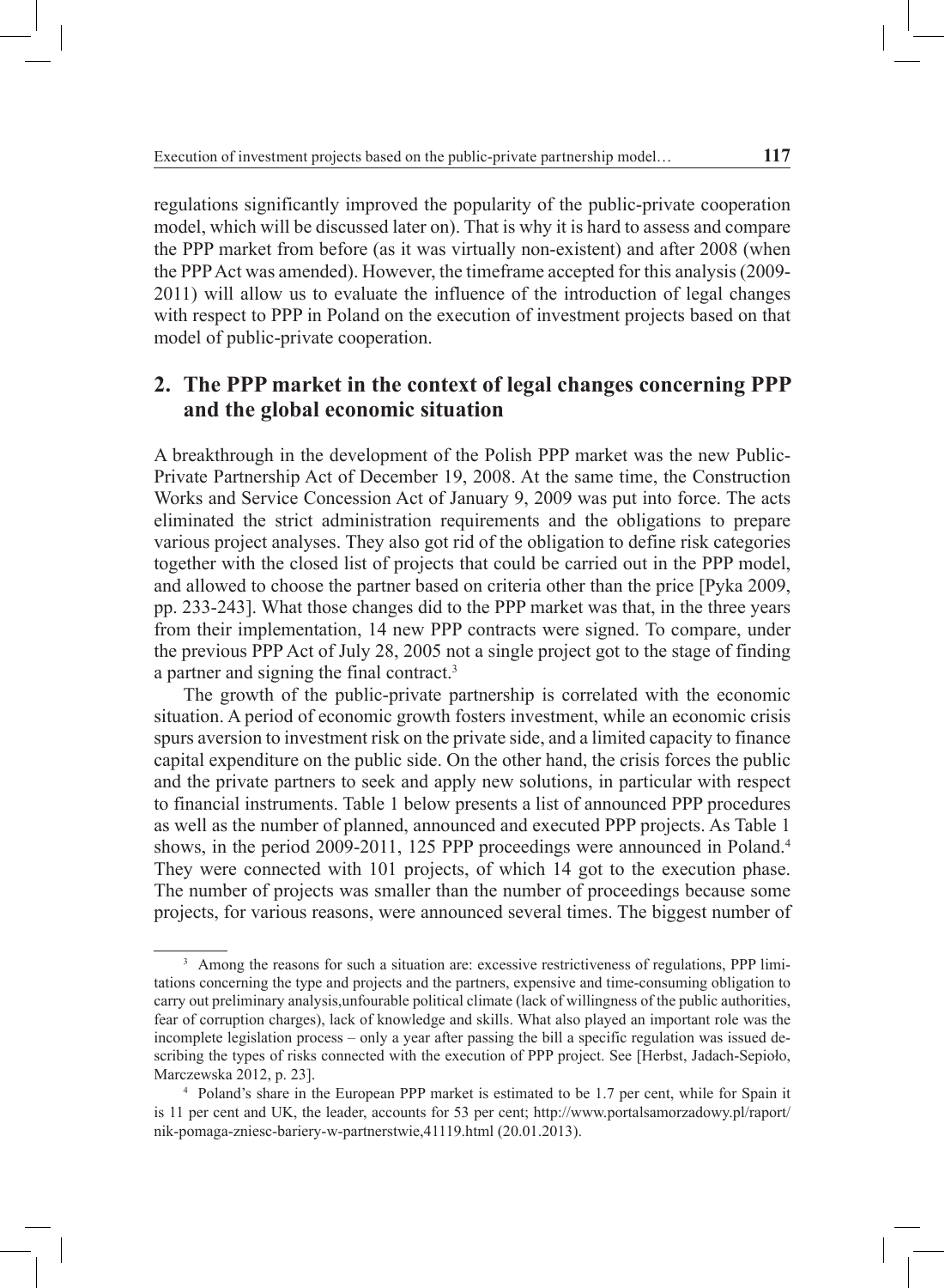regulations significantly improved the popularity of the public-private cooperation model, which will be discussed later on). That is why it is hard to assess and compare the PPP market from before (as it was virtually non-existent) and after 2008 (when the PPP Act was amended). However, the timeframe accepted for this analysis (2009-2011) will allow us to evaluate the influence of the introduction of legal changes with respect to PPP in Poland on the execution of investment projects based on that model of public-private cooperation.

## 2. The PPP market in the context of legal changes concerning PPP and the global economic situation

A breakthrough in the development of the Polish PPP market was the new Public-Private Partnership Act of December 19, 2008. At the same time, the Construction Works and Service Concession Act of January 9, 2009 was put into force. The acts eliminated the strict administration requirements and the obligations to prepare various project analyses. They also got rid of the obligation to define risk categories together with the closed list of projects that could be carried out in the PPP model, and allowed to choose the partner based on criteria other than the price [Pyka 2009, pp. 233-243]. What those changes did to the PPP market was that, in the three years from their implementation, 14 new PPP contracts were signed. To compare, under the previous PPP Act of July 28, 2005 not a single project got to the stage of finding a partner and signing the final contract.[3]

The growth of the public-private partnership is correlated with the economic situation. A period of economic growth fosters investment, while an economic crisis spurs aversion to investment risk on the private side, and a limited capacity to finance capital expenditure on the public side. On the other hand, the crisis forces the public and the private partners to seek and apply new solutions, in particular with respect to financial instruments. Table 1 below presents a list of announced PPP procedures as well as the number of planned, announced and executed PPP projects. As Table 1 shows, in the period 2009-2011, 125 PPP proceedings were announced in Poland.[4] They were connected with 101 projects, of which 14 got to the execution phase. The number of projects was smaller than the number of proceedings because some projects, for various reasons, were announced several times. The biggest number of

---

[3] Among the reasons for such a situation are: excessive restrictiveness of regulations, PPP limitations concerning the type and projects and the partners, expensive and time-consuming obligation to carry out preliminary analysis,unfourable political climate (lack of willingness of the public authorities, fear of corruption charges), lack of knowledge and skills. What also played an important role was the incomplete legislation process – only a year after passing the bill a specific regulation was issued describing the types of risks connected with the execution of PPP project. See [Herbst, Jadach-Sepioło, Marczewska 2012, p. 23].

[4] Poland's share in the European PPP market is estimated to be 1.7 per cent, while for Spain it is 11 per cent and UK, the leader, accounts for 53 per cent; http://www.portalsamorzadowy.pl/raport/nik-pomaga-zniesc-bariery-w-partnerstwie,41119.html (20.01.2013).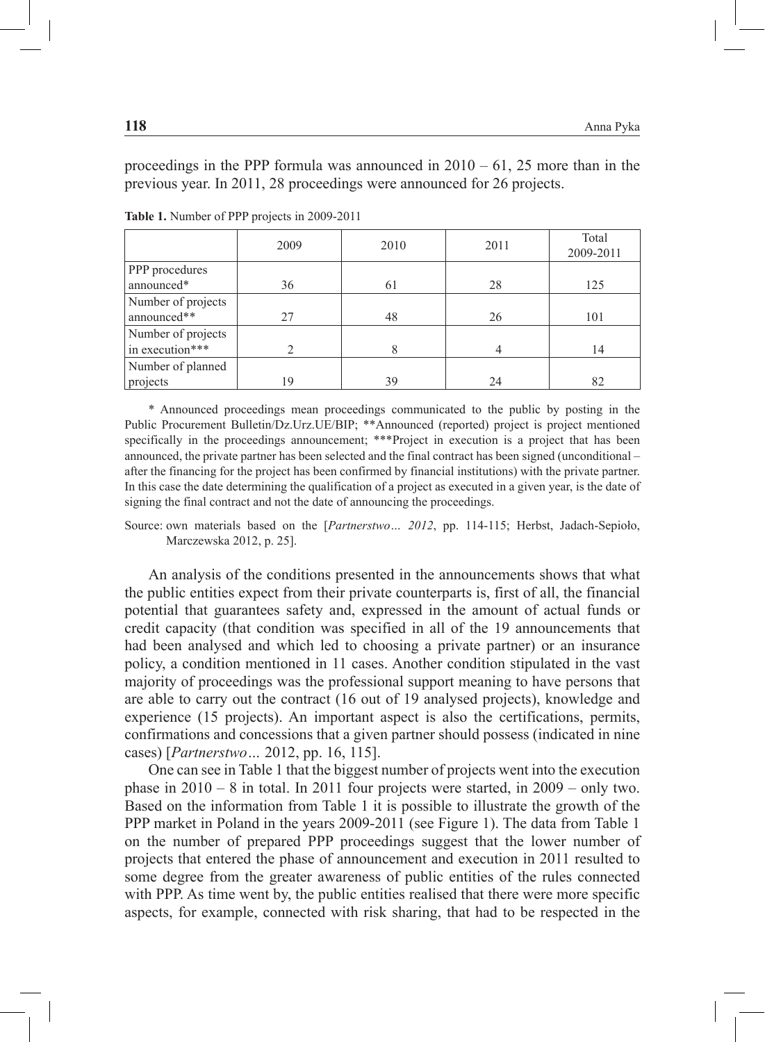proceedings in the PPP formula was announced in 2010 – 61, 25 more than in the previous year. In 2011, 28 proceedings were announced for 26 projects.

**Table 1.** Number of PPP projects in 2009-2011

| | 2009 | 2010 | 2011 | Total 2009-2011 |
|---|---|---|---|---|
| PPP procedures announced* | 36 | 61 | 28 | 125 |
| Number of projects announced** | 27 | 48 | 26 | 101 |
| Number of projects in execution*** | 2 | 8 | 4 | 14 |
| Number of planned projects | 19 | 39 | 24 | 82 |

\* Announced proceedings mean proceedings communicated to the public by posting in the Public Procurement Bulletin/Dz.Urz.UE/BIP; **Announced (reported) project is project mentioned specifically in the proceedings announcement; ***Project in execution is a project that has been announced, the private partner has been selected and the final contract has been signed (unconditional – after the financing for the project has been confirmed by financial institutions) with the private partner. In this case the date determining the qualification of a project as executed in a given year, is the date of signing the final contract and not the date of announcing the proceedings.

Source: own materials based on the [*Partnerstwo… 2012*, pp. 114-115; Herbst, Jadach-Sepioło, Marczewska 2012, p. 25].

An analysis of the conditions presented in the announcements shows that what the public entities expect from their private counterparts is, first of all, the financial potential that guarantees safety and, expressed in the amount of actual funds or credit capacity (that condition was specified in all of the 19 announcements that had been analysed and which led to choosing a private partner) or an insurance policy, a condition mentioned in 11 cases. Another condition stipulated in the vast majority of proceedings was the professional support meaning to have persons that are able to carry out the contract (16 out of 19 analysed projects), knowledge and experience (15 projects). An important aspect is also the certifications, permits, confirmations and concessions that a given partner should possess (indicated in nine cases) [*Partnerstwo…* 2012, pp. 16, 115].

One can see in Table 1 that the biggest number of projects went into the execution phase in 2010 – 8 in total. In 2011 four projects were started, in 2009 – only two. Based on the information from Table 1 it is possible to illustrate the growth of the PPP market in Poland in the years 2009-2011 (see Figure 1). The data from Table 1 on the number of prepared PPP proceedings suggest that the lower number of projects that entered the phase of announcement and execution in 2011 resulted to some degree from the greater awareness of public entities of the rules connected with PPP. As time went by, the public entities realised that there were more specific aspects, for example, connected with risk sharing, that had to be respected in the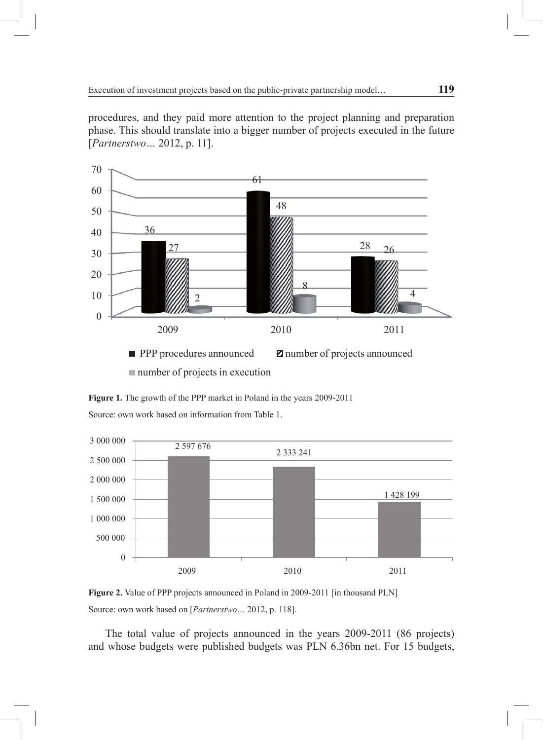procedures, and they paid more attention to the project planning and preparation phase. This should translate into a bigger number of projects executed in the future [*Partnerstwo…* 2012, p. 11].

**Figure 1.** The growth of the PPP market in Poland in the years 2009-2011

Source: own work based on information from Table 1.

**Figure 2.** Value of PPP projects announced in Poland in 2009-2011 [in thousand PLN]

Source: own work based on [*Partnerstwo…* 2012, p. 118].

The total value of projects announced in the years 2009-2011 (86 projects) and whose budgets were published budgets was PLN 6.36bn net. For 15 budgets,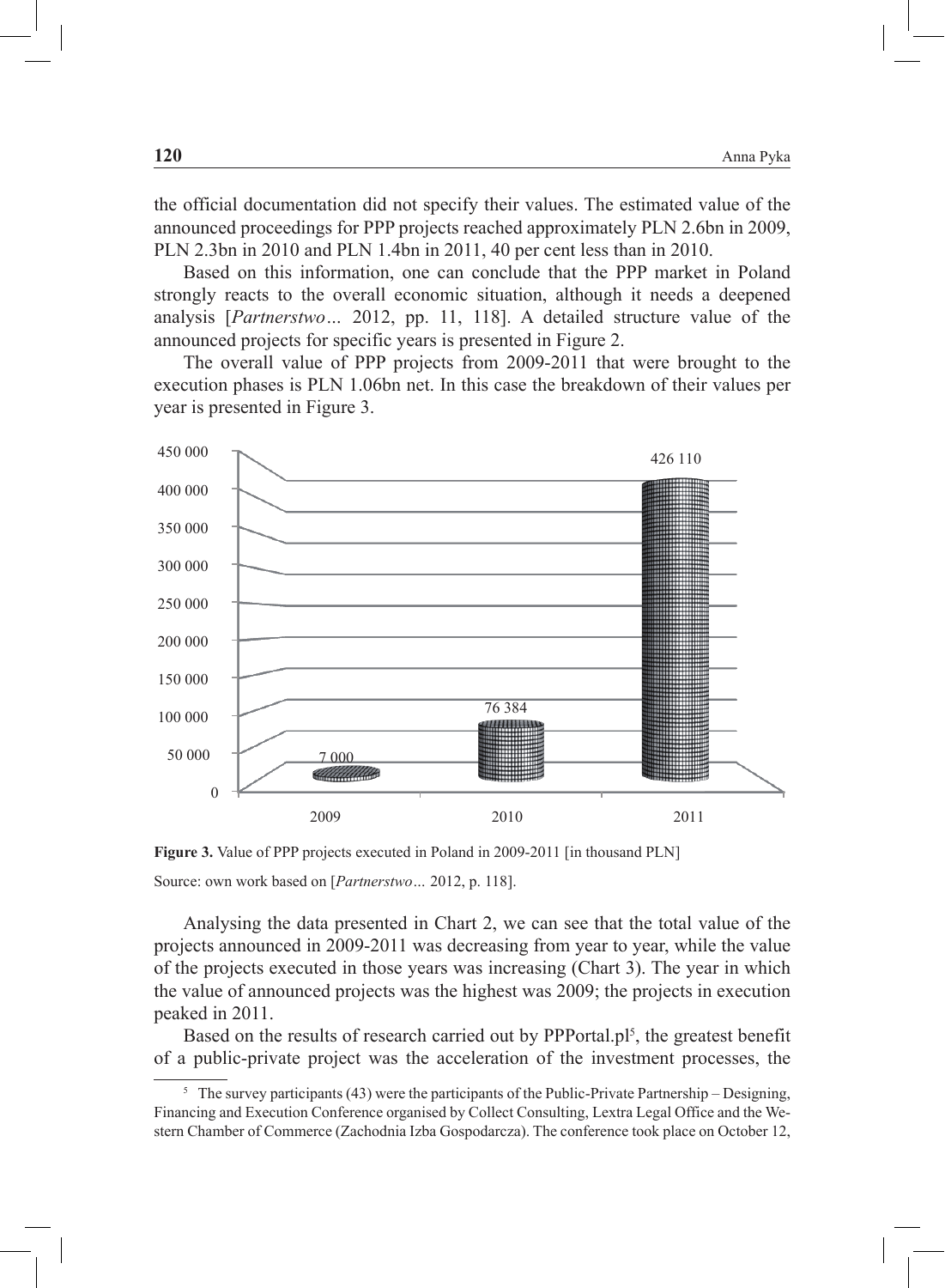the official documentation did not specify their values. The estimated value of the announced proceedings for PPP projects reached approximately PLN 2.6bn in 2009, PLN 2.3bn in 2010 and PLN 1.4bn in 2011, 40 per cent less than in 2010.

Based on this information, one can conclude that the PPP market in Poland strongly reacts to the overall economic situation, although it needs a deepened analysis [*Partnerstwo…* 2012, pp. 11, 118]. A detailed structure value of the announced projects for specific years is presented in Figure 2.

The overall value of PPP projects from 2009-2011 that were brought to the execution phases is PLN 1.06bn net. In this case the breakdown of their values per year is presented in Figure 3.

| Year | Value [thousand PLN] |
|---|---|
| 2009 | 7 000 |
| 2010 | 76 384 |
| 2011 | 426 110 |

**Figure 3.** Value of PPP projects executed in Poland in 2009-2011 [in thousand PLN]

Source: own work based on [*Partnerstwo…* 2012, p. 118].

Analysing the data presented in Chart 2, we can see that the total value of the projects announced in 2009-2011 was decreasing from year to year, while the value of the projects executed in those years was increasing (Chart 3). The year in which the value of announced projects was the highest was 2009; the projects in execution peaked in 2011.

Based on the results of research carried out by PPPortal.pl[5], the greatest benefit of a public-private project was the acceleration of the investment processes, the

[5] The survey participants (43) were the participants of the Public-Private Partnership – Designing, Financing and Execution Conference organised by Collect Consulting, Lextra Legal Office and the Western Chamber of Commerce (Zachodnia Izba Gospodarcza). The conference took place on October 12,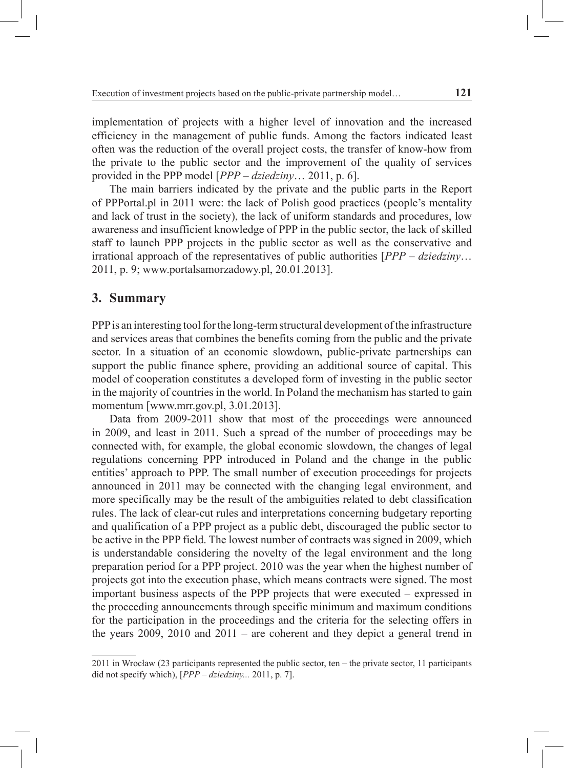implementation of projects with a higher level of innovation and the increased efficiency in the management of public funds. Among the factors indicated least often was the reduction of the overall project costs, the transfer of know-how from the private to the public sector and the improvement of the quality of services provided in the PPP model [*PPP – dziedziny*… 2011, p. 6].

The main barriers indicated by the private and the public parts in the Report of PPPortal.pl in 2011 were: the lack of Polish good practices (people's mentality and lack of trust in the society), the lack of uniform standards and procedures, low awareness and insufficient knowledge of PPP in the public sector, the lack of skilled staff to launch PPP projects in the public sector as well as the conservative and irrational approach of the representatives of public authorities [*PPP – dziedziny*… 2011, p. 9; www.portalsamorzadowy.pl, 20.01.2013].

## 3. Summary

PPP is an interesting tool for the long-term structural development of the infrastructure and services areas that combines the benefits coming from the public and the private sector. In a situation of an economic slowdown, public-private partnerships can support the public finance sphere, providing an additional source of capital. This model of cooperation constitutes a developed form of investing in the public sector in the majority of countries in the world. In Poland the mechanism has started to gain momentum [www.mrr.gov.pl, 3.01.2013].

Data from 2009-2011 show that most of the proceedings were announced in 2009, and least in 2011. Such a spread of the number of proceedings may be connected with, for example, the global economic slowdown, the changes of legal regulations concerning PPP introduced in Poland and the change in the public entities' approach to PPP. The small number of execution proceedings for projects announced in 2011 may be connected with the changing legal environment, and more specifically may be the result of the ambiguities related to debt classification rules. The lack of clear-cut rules and interpretations concerning budgetary reporting and qualification of a PPP project as a public debt, discouraged the public sector to be active in the PPP field. The lowest number of contracts was signed in 2009, which is understandable considering the novelty of the legal environment and the long preparation period for a PPP project. 2010 was the year when the highest number of projects got into the execution phase, which means contracts were signed. The most important business aspects of the PPP projects that were executed – expressed in the proceeding announcements through specific minimum and maximum conditions for the participation in the proceedings and the criteria for the selecting offers in the years 2009, 2010 and 2011 – are coherent and they depict a general trend in

---

2011 in Wrocław (23 participants represented the public sector, ten – the private sector, 11 participants did not specify which), [*PPP – dziedziny...* 2011, p. 7].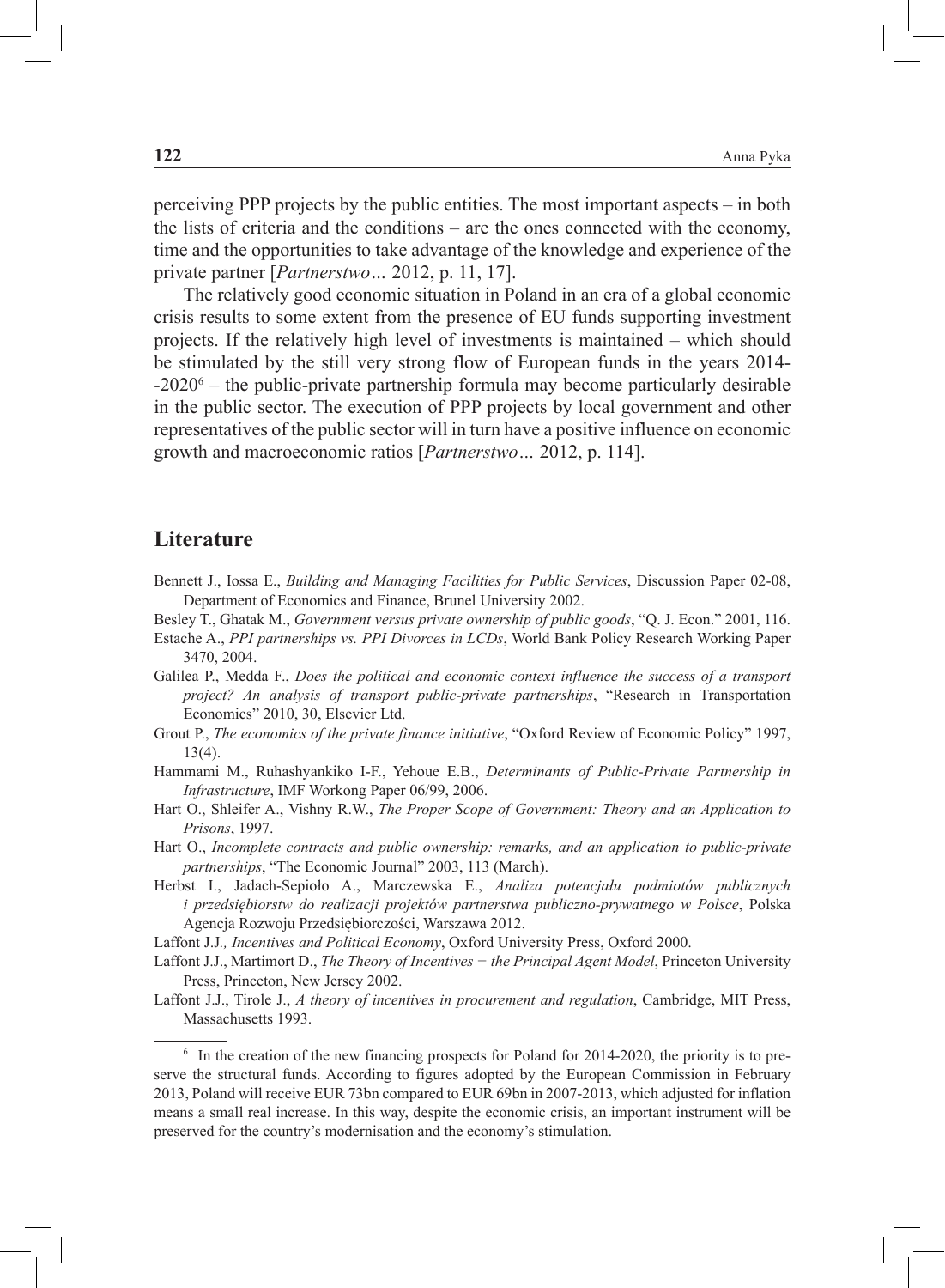perceiving PPP projects by the public entities. The most important aspects – in both the lists of criteria and the conditions – are the ones connected with the economy, time and the opportunities to take advantage of the knowledge and experience of the private partner [*Partnerstwo…* 2012, p. 11, 17].

The relatively good economic situation in Poland in an era of a global economic crisis results to some extent from the presence of EU funds supporting investment projects. If the relatively high level of investments is maintained – which should be stimulated by the still very strong flow of European funds in the years 2014--2020[6] – the public-private partnership formula may become particularly desirable in the public sector. The execution of PPP projects by local government and other representatives of the public sector will in turn have a positive influence on economic growth and macroeconomic ratios [*Partnerstwo…* 2012, p. 114].

## Literature

Bennett J., Iossa E., *Building and Managing Facilities for Public Services*, Discussion Paper 02-08, Department of Economics and Finance, Brunel University 2002.

Besley T., Ghatak M., *Government versus private ownership of public goods*, "Q. J. Econ." 2001, 116.

Estache A., *PPI partnerships vs. PPI Divorces in LCDs*, World Bank Policy Research Working Paper 3470, 2004.

Galilea P., Medda F., *Does the political and economic context influence the success of a transport project? An analysis of transport public-private partnerships*, "Research in Transportation Economics" 2010, 30, Elsevier Ltd.

Grout P., *The economics of the private finance initiative*, "Oxford Review of Economic Policy" 1997, 13(4).

Hammami M., Ruhashyankiko I-F., Yehoue E.B., *Determinants of Public-Private Partnership in Infrastructure*, IMF Workong Paper 06/99, 2006.

Hart O., Shleifer A., Vishny R.W., *The Proper Scope of Government: Theory and an Application to Prisons*, 1997.

Hart O., *Incomplete contracts and public ownership: remarks, and an application to public-private partnerships*, "The Economic Journal" 2003, 113 (March).

Herbst I., Jadach-Sepioło A., Marczewska E., *Analiza potencjału podmiotów publicznych i przedsiębiorstw do realizacji projektów partnerstwa publiczno-prywatnego w Polsce*, Polska Agencja Rozwoju Przedsiębiorczości, Warszawa 2012.

Laffont J.J.*, Incentives and Political Economy*, Oxford University Press, Oxford 2000.

Laffont J.J., Martimort D., *The Theory of Incentives − the Principal Agent Model*, Princeton University Press, Princeton, New Jersey 2002.

Laffont J.J., Tirole J., *A theory of incentives in procurement and regulation*, Cambridge, MIT Press, Massachusetts 1993.

---

[6] In the creation of the new financing prospects for Poland for 2014-2020, the priority is to preserve the structural funds. According to figures adopted by the European Commission in February 2013, Poland will receive EUR 73bn compared to EUR 69bn in 2007-2013, which adjusted for inflation means a small real increase. In this way, despite the economic crisis, an important instrument will be preserved for the country's modernisation and the economy's stimulation.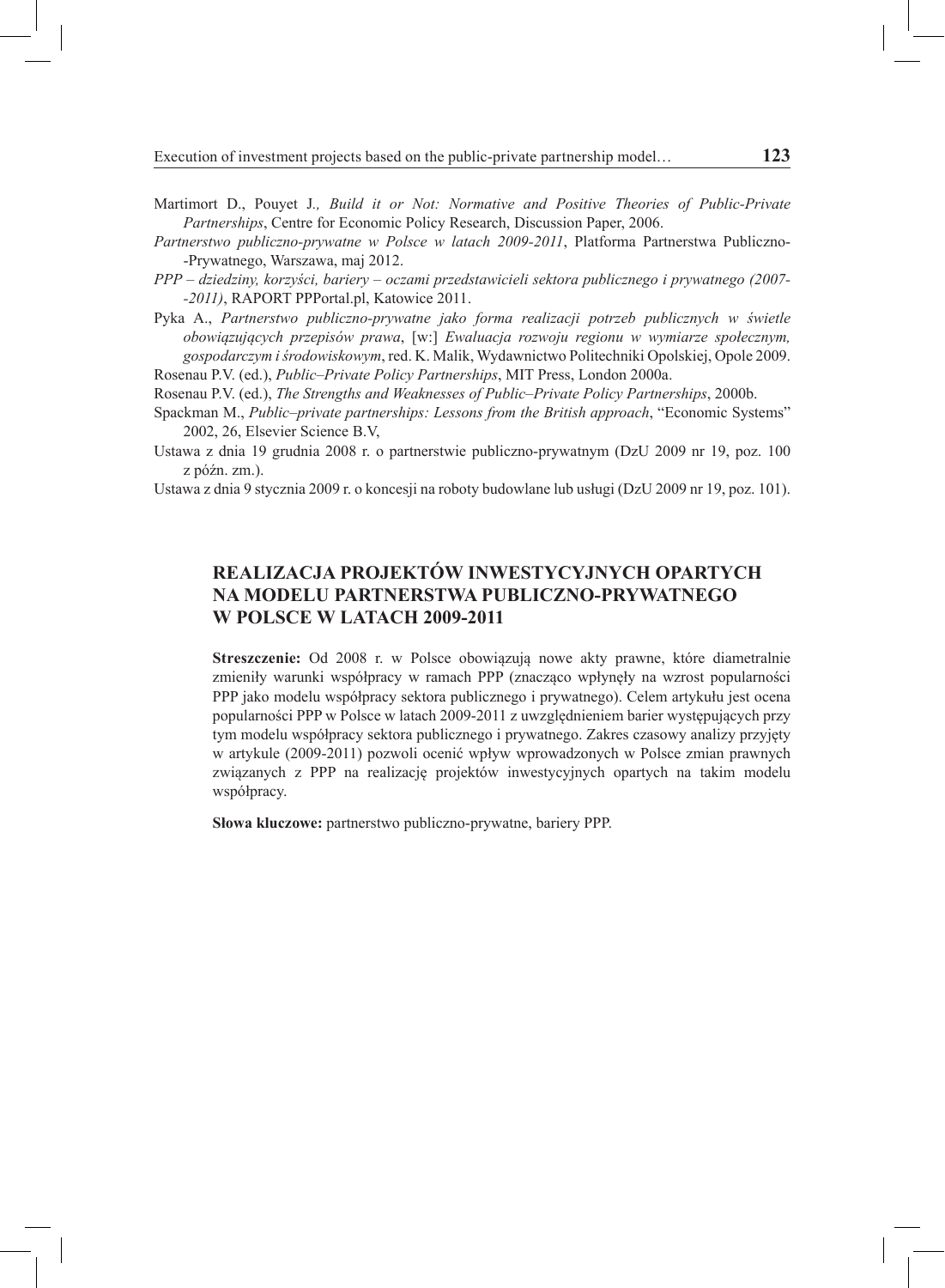Martimort D., Pouyet J., *Build it or Not: Normative and Positive Theories of Public-Private Partnerships*, Centre for Economic Policy Research, Discussion Paper, 2006.

*Partnerstwo publiczno-prywatne w Polsce w latach 2009-2011*, Platforma Partnerstwa Publiczno--Prywatnego, Warszawa, maj 2012.

*PPP – dziedziny, korzyści, bariery – oczami przedstawicieli sektora publicznego i prywatnego (2007--2011)*, RAPORT PPPortal.pl, Katowice 2011.

Pyka A., *Partnerstwo publiczno-prywatne jako forma realizacji potrzeb publicznych w świetle obowiązujących przepisów prawa*, [w:] *Ewaluacja rozwoju regionu w wymiarze społecznym, gospodarczym i środowiskowym*, red. K. Malik, Wydawnictwo Politechniki Opolskiej, Opole 2009.

Rosenau P.V. (ed.), *Public–Private Policy Partnerships*, MIT Press, London 2000a.

Rosenau P.V. (ed.), *The Strengths and Weaknesses of Public–Private Policy Partnerships*, 2000b.

Spackman M., *Public–private partnerships: Lessons from the British approach*, "Economic Systems" 2002, 26, Elsevier Science B.V,

Ustawa z dnia 19 grudnia 2008 r. o partnerstwie publiczno-prywatnym (DzU 2009 nr 19, poz. 100 z późn. zm.).

Ustawa z dnia 9 stycznia 2009 r. o koncesji na roboty budowlane lub usługi (DzU 2009 nr 19, poz. 101).

## REALIZACJA PROJEKTÓW INWESTYCYJNYCH OPARTYCH NA MODELU PARTNERSTWA PUBLICZNO-PRYWATNEGO W POLSCE W LATACH 2009-2011

**Streszczenie:** Od 2008 r. w Polsce obowiązują nowe akty prawne, które diametralnie zmieniły warunki współpracy w ramach PPP (znacząco wpłynęły na wzrost popularności PPP jako modelu współpracy sektora publicznego i prywatnego). Celem artykułu jest ocena popularności PPP w Polsce w latach 2009-2011 z uwzględnieniem barier występujących przy tym modelu współpracy sektora publicznego i prywatnego. Zakres czasowy analizy przyjęty w artykule (2009-2011) pozwoli ocenić wpływ wprowadzonych w Polsce zmian prawnych związanych z PPP na realizację projektów inwestycyjnych opartych na takim modelu współpracy.

**Słowa kluczowe:** partnerstwo publiczno-prywatne, bariery PPP.